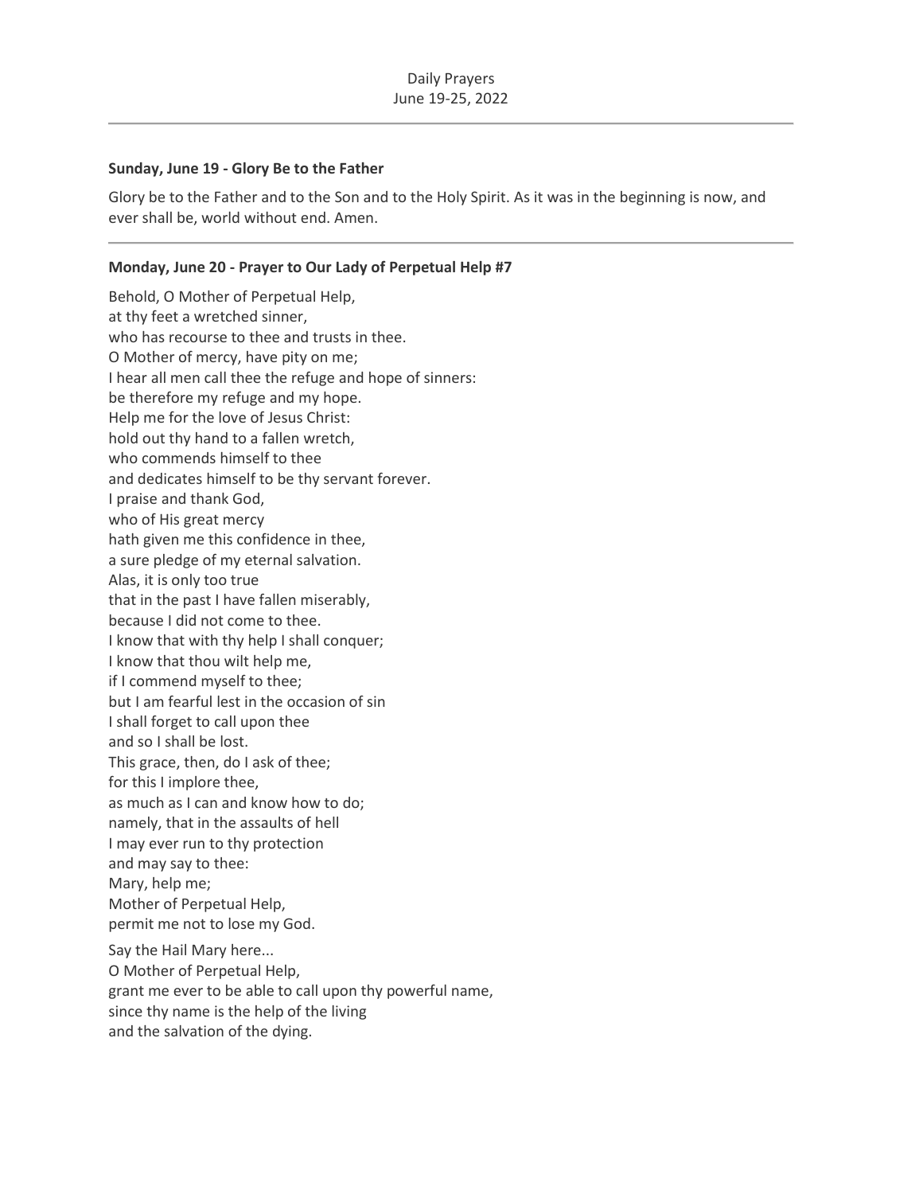Daily Prayers
June 19-25, 2022

---

**Sunday, June 19 - Glory Be to the Father**

Glory be to the Father and to the Son and to the Holy Spirit. As it was in the beginning is now, and ever shall be, world without end. Amen.

---

**Monday, June 20 - Prayer to Our Lady of Perpetual Help #7**

Behold, O Mother of Perpetual Help,
at thy feet a wretched sinner,
who has recourse to thee and trusts in thee.
O Mother of mercy, have pity on me;
I hear all men call thee the refuge and hope of sinners:
be therefore my refuge and my hope.
Help me for the love of Jesus Christ:
hold out thy hand to a fallen wretch,
who commends himself to thee
and dedicates himself to be thy servant forever.
I praise and thank God,
who of His great mercy
hath given me this confidence in thee,
a sure pledge of my eternal salvation.
Alas, it is only too true
that in the past I have fallen miserably,
because I did not come to thee.
I know that with thy help I shall conquer;
I know that thou wilt help me,
if I commend myself to thee;
but I am fearful lest in the occasion of sin
I shall forget to call upon thee
and so I shall be lost.
This grace, then, do I ask of thee;
for this I implore thee,
as much as I can and know how to do;
namely, that in the assaults of hell
I may ever run to thy protection
and may say to thee:
Mary, help me;
Mother of Perpetual Help,
permit me not to lose my God.

Say the Hail Mary here...
O Mother of Perpetual Help,
grant me ever to be able to call upon thy powerful name,
since thy name is the help of the living
and the salvation of the dying.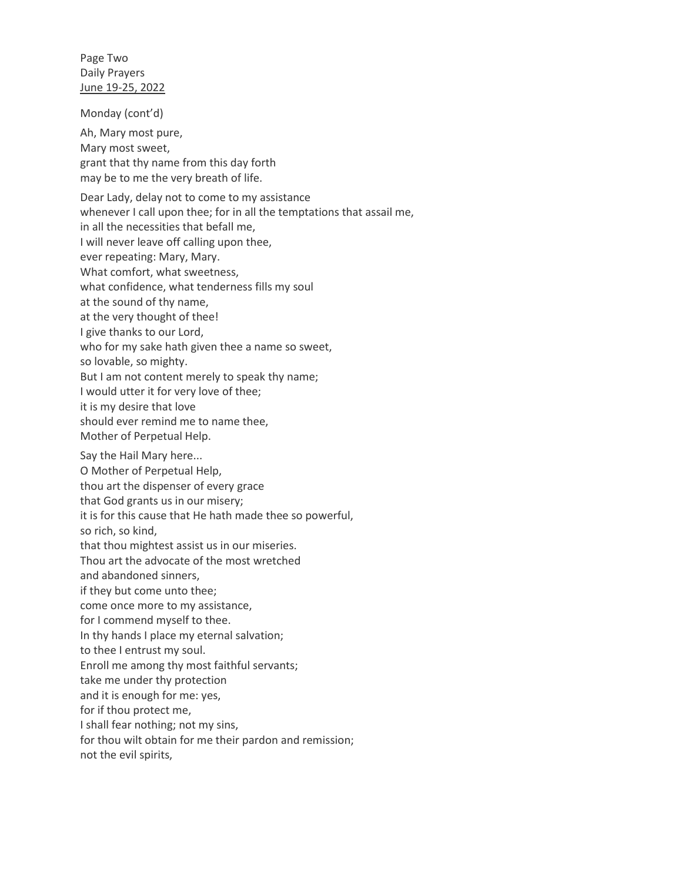Monday (cont'd)

Ah, Mary most pure,
Mary most sweet,
grant that thy name from this day forth
may be to me the very breath of life.

Dear Lady, delay not to come to my assistance
whenever I call upon thee; for in all the temptations that assail me,
in all the necessities that befall me,
I will never leave off calling upon thee,
ever repeating: Mary, Mary.
What comfort, what sweetness,
what confidence, what tenderness fills my soul
at the sound of thy name,
at the very thought of thee!
I give thanks to our Lord,
who for my sake hath given thee a name so sweet,
so lovable, so mighty.
But I am not content merely to speak thy name;
I would utter it for very love of thee;
it is my desire that love
should ever remind me to name thee,
Mother of Perpetual Help.

Say the Hail Mary here...
O Mother of Perpetual Help,
thou art the dispenser of every grace
that God grants us in our misery;
it is for this cause that He hath made thee so powerful,
so rich, so kind,
that thou mightest assist us in our miseries.
Thou art the advocate of the most wretched
and abandoned sinners,
if they but come unto thee;
come once more to my assistance,
for I commend myself to thee.
In thy hands I place my eternal salvation;
to thee I entrust my soul.
Enroll me among thy most faithful servants;
take me under thy protection
and it is enough for me: yes,
for if thou protect me,
I shall fear nothing; not my sins,
for thou wilt obtain for me their pardon and remission;
not the evil spirits,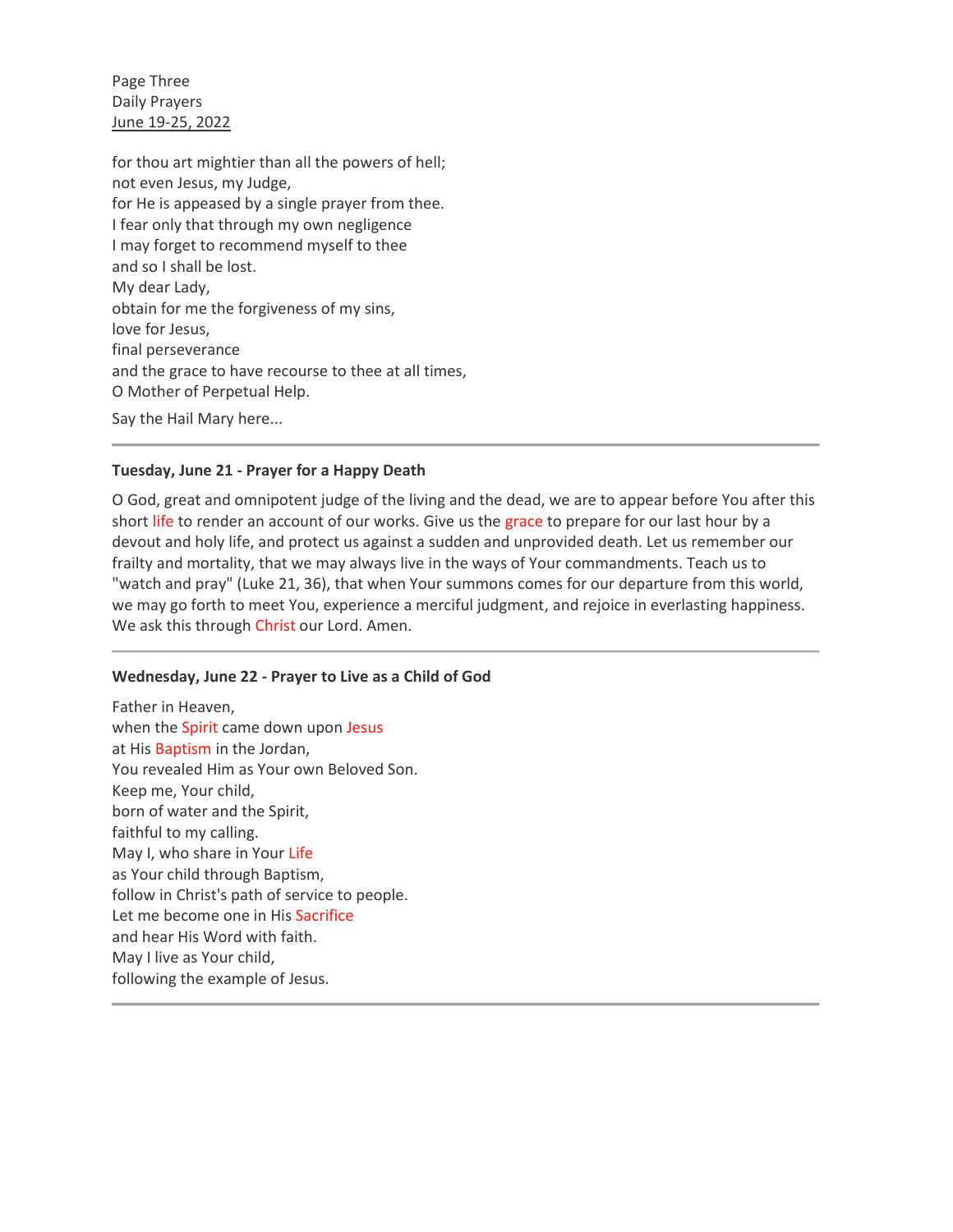for thou art mightier than all the powers of hell;
not even Jesus, my Judge,
for He is appeased by a single prayer from thee.
I fear only that through my own negligence
I may forget to recommend myself to thee
and so I shall be lost.
My dear Lady,
obtain for me the forgiveness of my sins,
love for Jesus,
final perseverance
and the grace to have recourse to thee at all times,
O Mother of Perpetual Help.

Say the Hail Mary here...

---

**Tuesday, June 21 - Prayer for a Happy Death**

O God, great and omnipotent judge of the living and the dead, we are to appear before You after this short life to render an account of our works. Give us the grace to prepare for our last hour by a devout and holy life, and protect us against a sudden and unprovided death. Let us remember our frailty and mortality, that we may always live in the ways of Your commandments. Teach us to "watch and pray" (Luke 21, 36), that when Your summons comes for our departure from this world, we may go forth to meet You, experience a merciful judgment, and rejoice in everlasting happiness. We ask this through Christ our Lord. Amen.

---

**Wednesday, June 22 - Prayer to Live as a Child of God**

Father in Heaven,
when the Spirit came down upon Jesus
at His Baptism in the Jordan,
You revealed Him as Your own Beloved Son.
Keep me, Your child,
born of water and the Spirit,
faithful to my calling.
May I, who share in Your Life
as Your child through Baptism,
follow in Christ's path of service to people.
Let me become one in His Sacrifice
and hear His Word with faith.
May I live as Your child,
following the example of Jesus.

---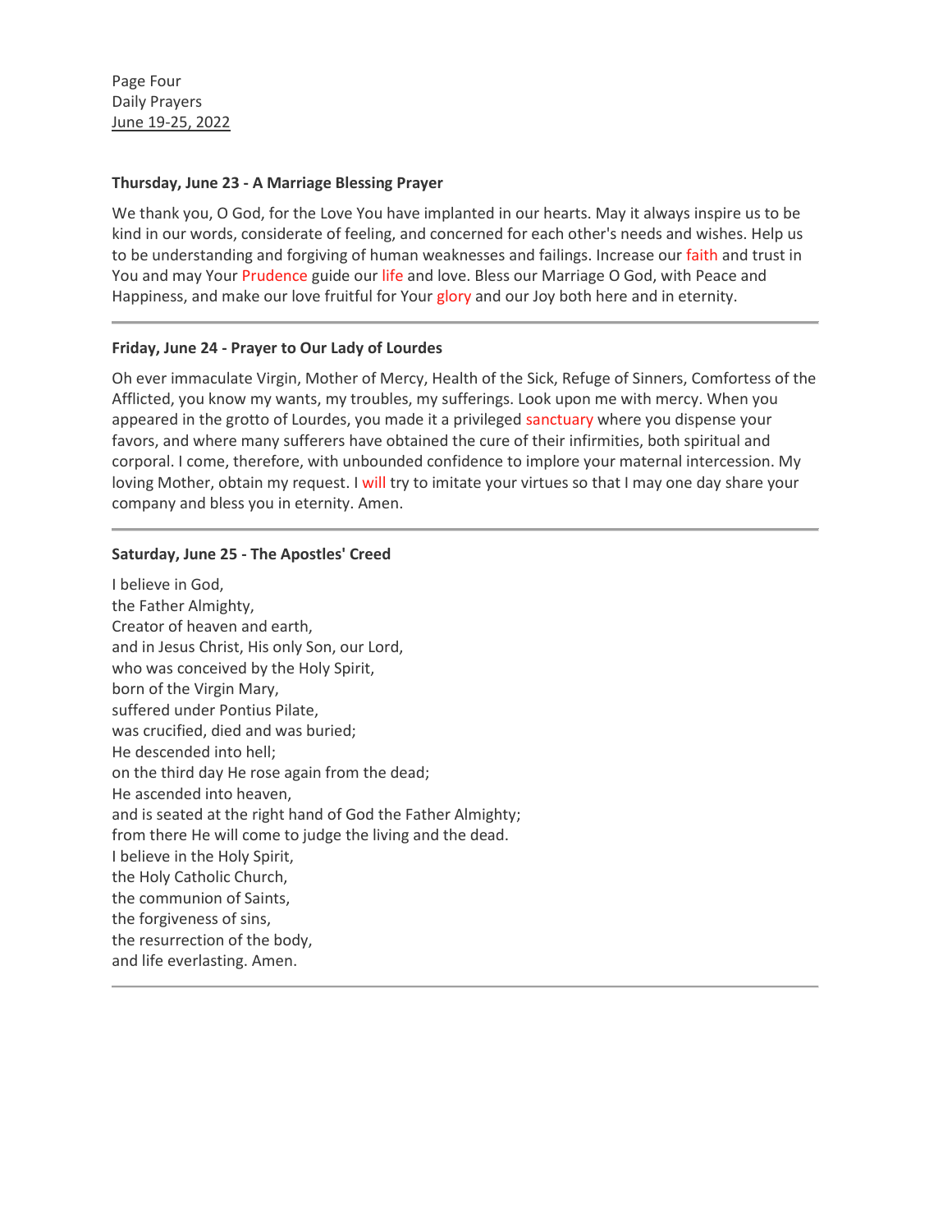Page Four
Daily Prayers
June 19-25, 2022

**Thursday, June 23 - A Marriage Blessing Prayer**

We thank you, O God, for the Love You have implanted in our hearts. May it always inspire us to be kind in our words, considerate of feeling, and concerned for each other's needs and wishes. Help us to be understanding and forgiving of human weaknesses and failings. Increase our faith and trust in You and may Your Prudence guide our life and love. Bless our Marriage O God, with Peace and Happiness, and make our love fruitful for Your glory and our Joy both here and in eternity.

---

**Friday, June 24 - Prayer to Our Lady of Lourdes**

Oh ever immaculate Virgin, Mother of Mercy, Health of the Sick, Refuge of Sinners, Comfortess of the Afflicted, you know my wants, my troubles, my sufferings. Look upon me with mercy. When you appeared in the grotto of Lourdes, you made it a privileged sanctuary where you dispense your favors, and where many sufferers have obtained the cure of their infirmities, both spiritual and corporal. I come, therefore, with unbounded confidence to implore your maternal intercession. My loving Mother, obtain my request. I will try to imitate your virtues so that I may one day share your company and bless you in eternity. Amen.

---

**Saturday, June 25 - The Apostles' Creed**

I believe in God,
the Father Almighty,
Creator of heaven and earth,
and in Jesus Christ, His only Son, our Lord,
who was conceived by the Holy Spirit,
born of the Virgin Mary,
suffered under Pontius Pilate,
was crucified, died and was buried;
He descended into hell;
on the third day He rose again from the dead;
He ascended into heaven,
and is seated at the right hand of God the Father Almighty;
from there He will come to judge the living and the dead.
I believe in the Holy Spirit,
the Holy Catholic Church,
the communion of Saints,
the forgiveness of sins,
the resurrection of the body,
and life everlasting. Amen.

---